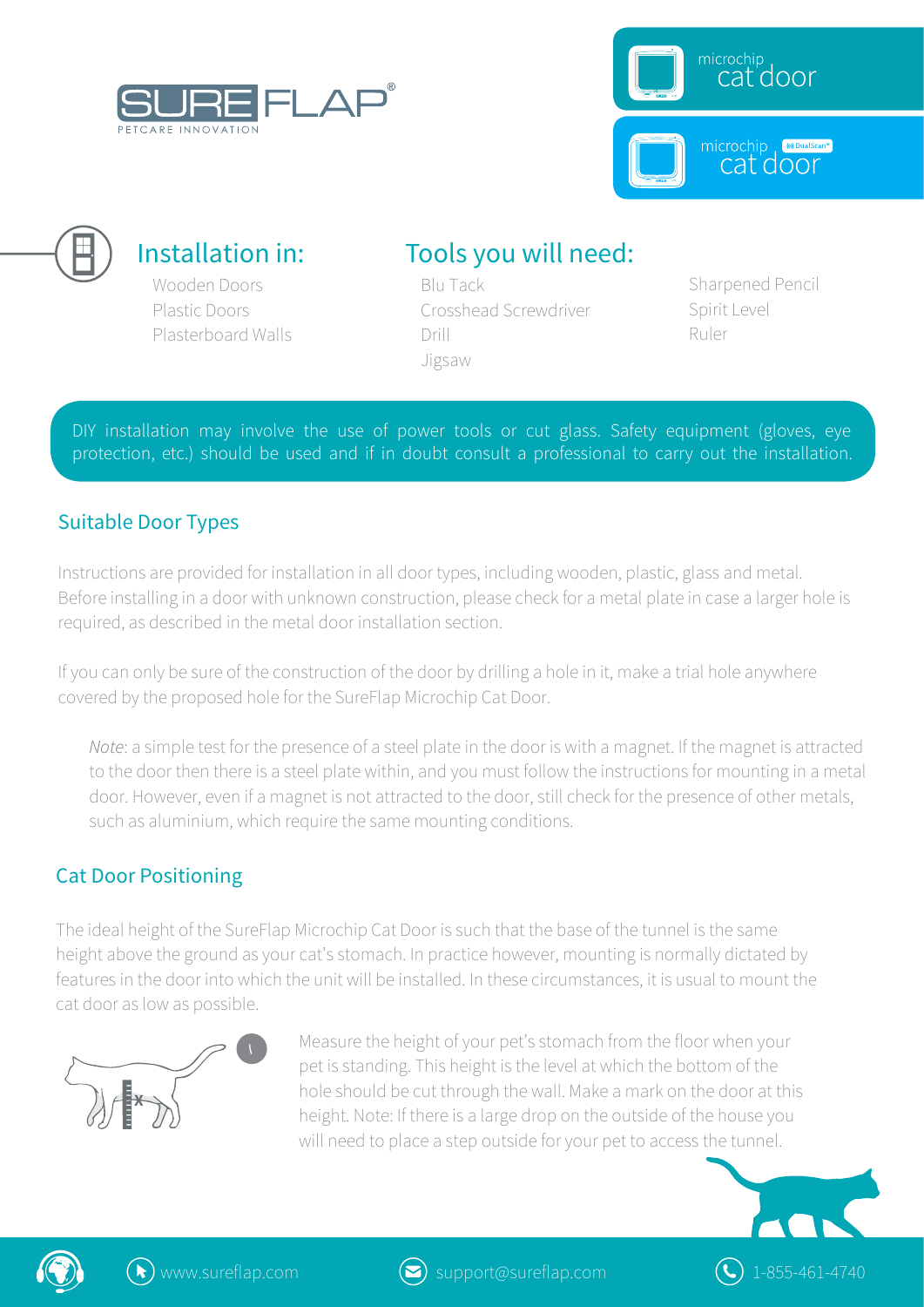SUREFLAP®
PETCARE INNOVATION

microchip cat door

microchip DualScan™ cat door

## Installation in:

- Wooden Doors
- Plastic Doors
- Plasterboard Walls

## Tools you will need:

- Blu Tack
- Crosshead Screwdriver
- Drill
- Jigsaw
- Sharpened Pencil
- Spirit Level
- Ruler

DIY installation may involve the use of power tools or cut glass. Safety equipment (gloves, eye protection, etc.) should be used and if in doubt consult a professional to carry out the installation.

### Suitable Door Types

Instructions are provided for installation in all door types, including wooden, plastic, glass and metal. Before installing in a door with unknown construction, please check for a metal plate in case a larger hole is required, as described in the metal door installation section.

If you can only be sure of the construction of the door by drilling a hole in it, make a trial hole anywhere covered by the proposed hole for the SureFlap Microchip Cat Door.

*Note*: a simple test for the presence of a steel plate in the door is with a magnet. If the magnet is attracted to the door then there is a steel plate within, and you must follow the instructions for mounting in a metal door. However, even if a magnet is not attracted to the door, still check for the presence of other metals, such as aluminium, which require the same mounting conditions.

### Cat Door Positioning

The ideal height of the SureFlap Microchip Cat Door is such that the base of the tunnel is the same height above the ground as your cat's stomach. In practice however, mounting is normally dictated by features in the door into which the unit will be installed. In these circumstances, it is usual to mount the cat door as low as possible.

1. Measure the height of your pet's stomach from the floor when your pet is standing. This height is the level at which the bottom of the hole should be cut through the wall. Make a mark on the door at this height. Note: If there is a large drop on the outside of the house you will need to place a step outside for your pet to access the tunnel.

www.sureflap.com | support@sureflap.com | 1-855-461-4740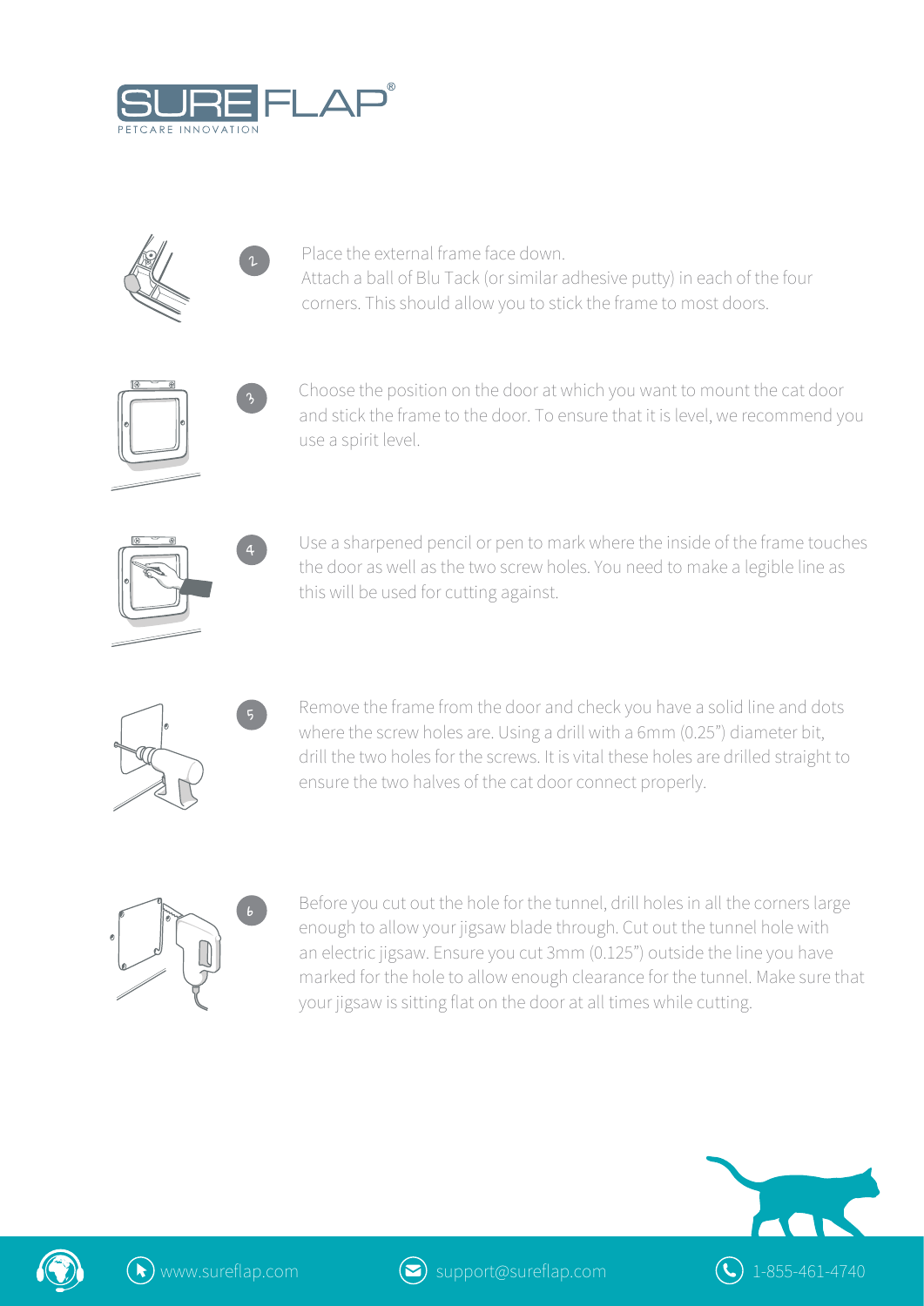2. Place the external frame face down.
   Attach a ball of Blu Tack (or similar adhesive putty) in each of the four corners. This should allow you to stick the frame to most doors.

3. Choose the position on the door at which you want to mount the cat door and stick the frame to the door. To ensure that it is level, we recommend you use a spirit level.

4. Use a sharpened pencil or pen to mark where the inside of the frame touches the door as well as the two screw holes. You need to make a legible line as this will be used for cutting against.

5. Remove the frame from the door and check you have a solid line and dots where the screw holes are. Using a drill with a 6mm (0.25") diameter bit, drill the two holes for the screws. It is vital these holes are drilled straight to ensure the two halves of the cat door connect properly.

6. Before you cut out the hole for the tunnel, drill holes in all the corners large enough to allow your jigsaw blade through. Cut out the tunnel hole with an electric jigsaw. Ensure you cut 3mm (0.125") outside the line you have marked for the hole to allow enough clearance for the tunnel. Make sure that your jigsaw is sitting flat on the door at all times while cutting.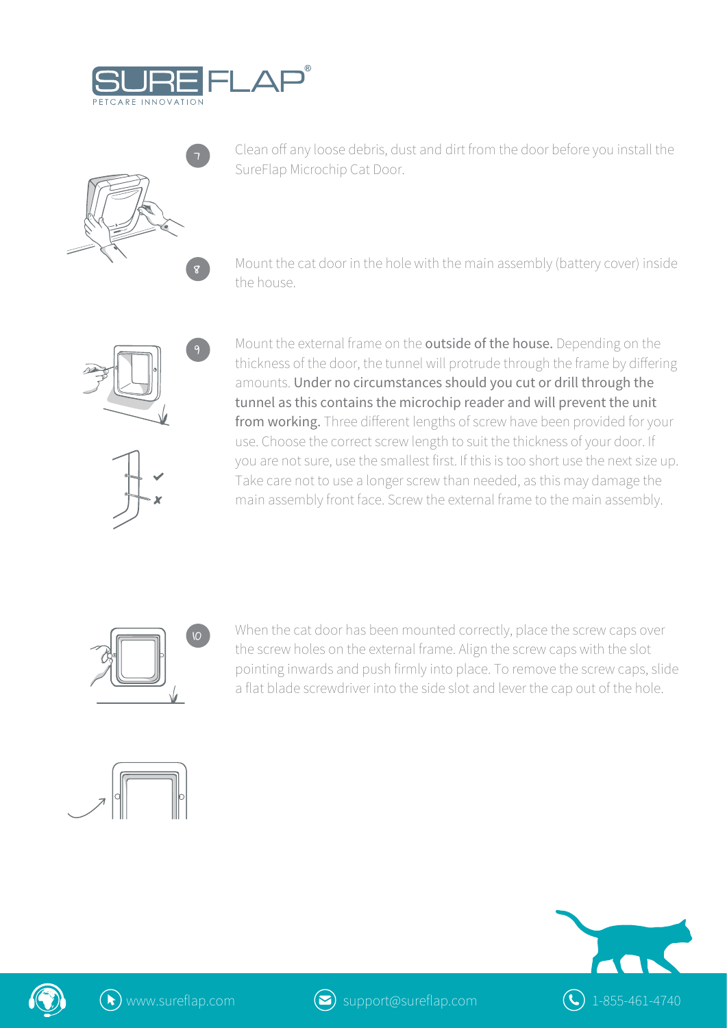7. Clean off any loose debris, dust and dirt from the door before you install the SureFlap Microchip Cat Door.

8. Mount the cat door in the hole with the main assembly (battery cover) inside the house.

9. Mount the external frame on the **outside of the house.** Depending on the thickness of the door, the tunnel will protrude through the frame by differing amounts. **Under no circumstances should you cut or drill through the tunnel as this contains the microchip reader and will prevent the unit from working.** Three different lengths of screw have been provided for your use. Choose the correct screw length to suit the thickness of your door. If you are not sure, use the smallest first. If this is too short use the next size up. Take care not to use a longer screw than needed, as this may damage the main assembly front face. Screw the external frame to the main assembly.

10. When the cat door has been mounted correctly, place the screw caps over the screw holes on the external frame. Align the screw caps with the slot pointing inwards and push firmly into place. To remove the screw caps, slide a flat blade screwdriver into the side slot and lever the cap out of the hole.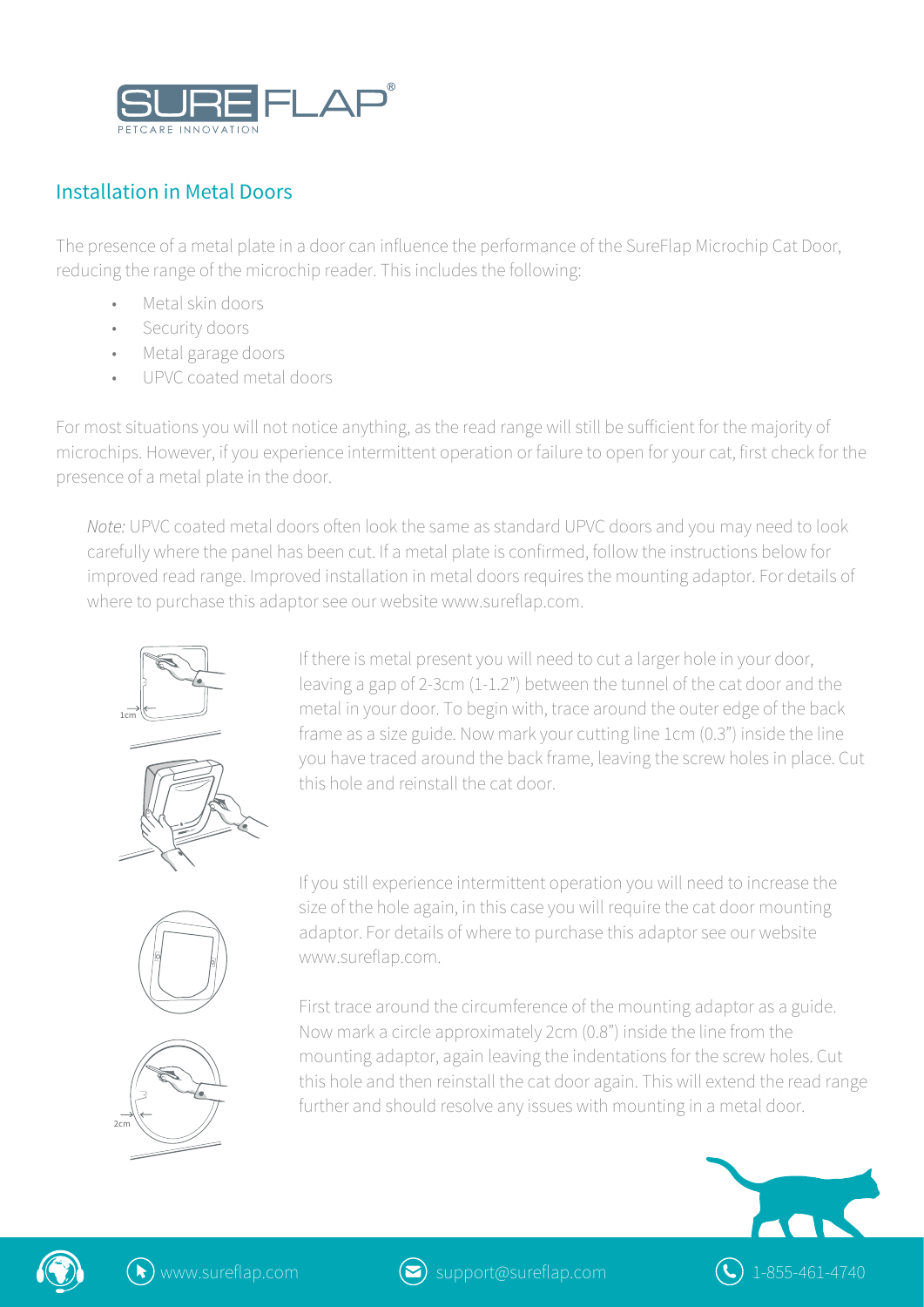## Installation in Metal Doors

The presence of a metal plate in a door can influence the performance of the SureFlap Microchip Cat Door, reducing the range of the microchip reader. This includes the following:

- Metal skin doors
- Security doors
- Metal garage doors
- UPVC coated metal doors

For most situations you will not notice anything, as the read range will still be sufficient for the majority of microchips. However, if you experience intermittent operation or failure to open for your cat, first check for the presence of a metal plate in the door.

> *Note:* UPVC coated metal doors often look the same as standard UPVC doors and you may need to look carefully where the panel has been cut. If a metal plate is confirmed, follow the instructions below for improved read range. Improved installation in metal doors requires the mounting adaptor. For details of where to purchase this adaptor see our website www.sureflap.com.

If there is metal present you will need to cut a larger hole in your door, leaving a gap of 2-3cm (1-1.2") between the tunnel of the cat door and the metal in your door. To begin with, trace around the outer edge of the back frame as a size guide. Now mark your cutting line 1cm (0.3") inside the line you have traced around the back frame, leaving the screw holes in place. Cut this hole and reinstall the cat door.

If you still experience intermittent operation you will need to increase the size of the hole again, in this case you will require the cat door mounting adaptor. For details of where to purchase this adaptor see our website www.sureflap.com.

First trace around the circumference of the mounting adaptor as a guide. Now mark a circle approximately 2cm (0.8") inside the line from the mounting adaptor, again leaving the indentations for the screw holes. Cut this hole and then reinstall the cat door again. This will extend the read range further and should resolve any issues with mounting in a metal door.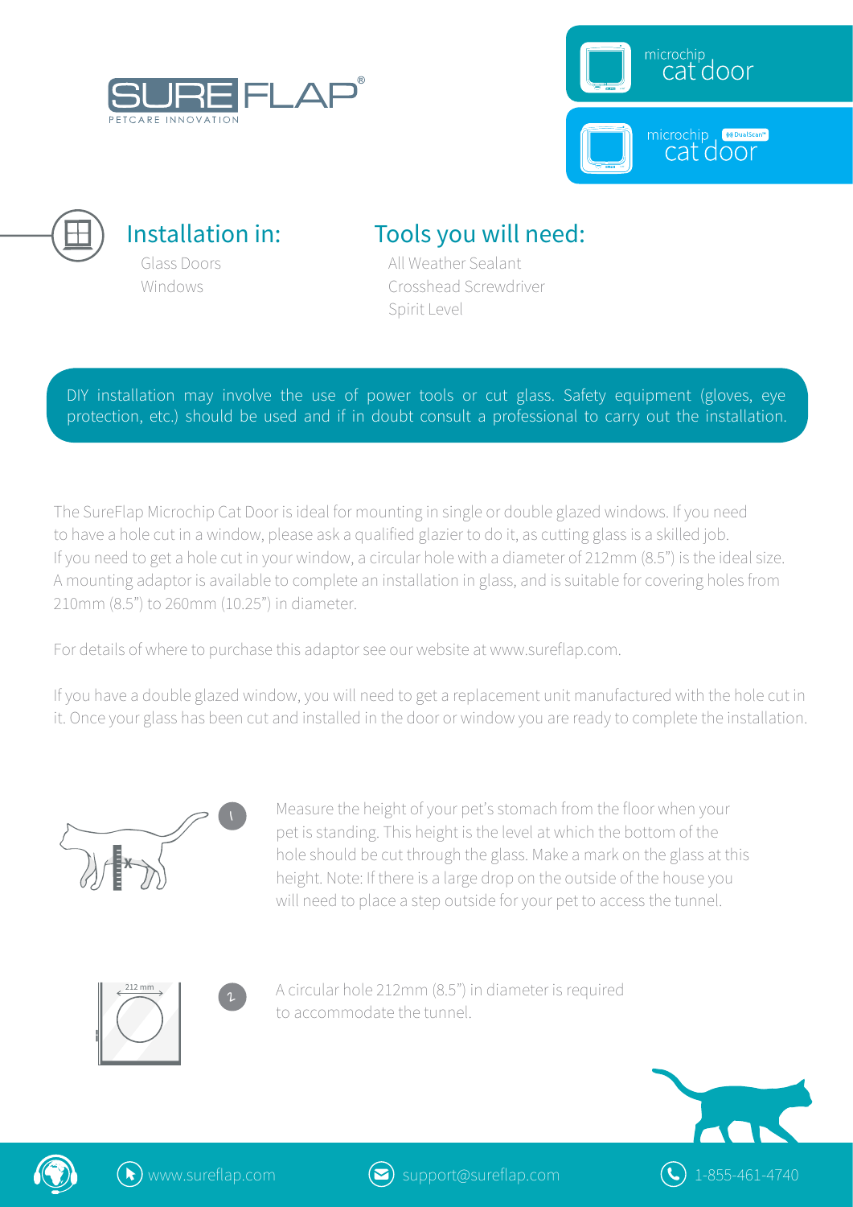SUREFLAP®
PETCARE INNOVATION

microchip cat door

microchip DualScan™ cat door

## Installation in:

Glass Doors
Windows

## Tools you will need:

All Weather Sealant
Crosshead Screwdriver
Spirit Level

DIY installation may involve the use of power tools or cut glass. Safety equipment (gloves, eye protection, etc.) should be used and if in doubt consult a professional to carry out the installation.

The SureFlap Microchip Cat Door is ideal for mounting in single or double glazed windows. If you need to have a hole cut in a window, please ask a qualified glazier to do it, as cutting glass is a skilled job. If you need to get a hole cut in your window, a circular hole with a diameter of 212mm (8.5") is the ideal size. A mounting adaptor is available to complete an installation in glass, and is suitable for covering holes from 210mm (8.5") to 260mm (10.25") in diameter.

For details of where to purchase this adaptor see our website at www.sureflap.com.

If you have a double glazed window, you will need to get a replacement unit manufactured with the hole cut in it. Once your glass has been cut and installed in the door or window you are ready to complete the installation.

1. Measure the height of your pet's stomach from the floor when your pet is standing. This height is the level at which the bottom of the hole should be cut through the glass. Make a mark on the glass at this height. Note: If there is a large drop on the outside of the house you will need to place a step outside for your pet to access the tunnel.

212 mm

2. A circular hole 212mm (8.5") in diameter is required to accommodate the tunnel.

www.sureflap.com support@sureflap.com 1-855-461-4740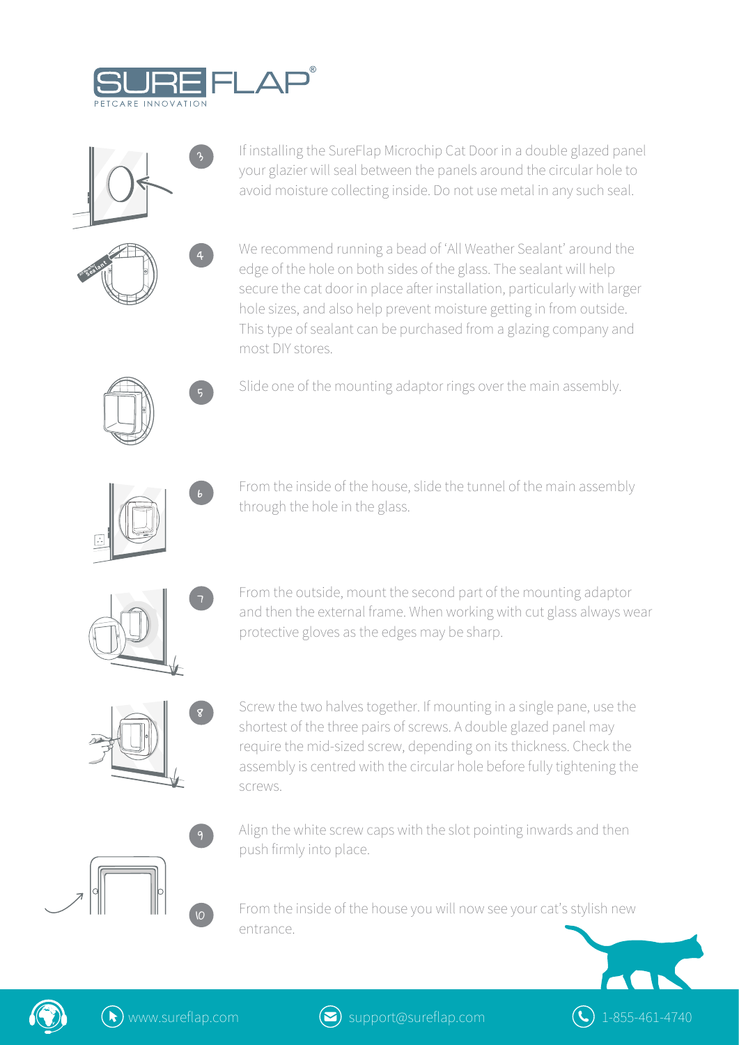3. If installing the SureFlap Microchip Cat Door in a double glazed panel your glazier will seal between the panels around the circular hole to avoid moisture collecting inside. Do not use metal in any such seal.

4. We recommend running a bead of 'All Weather Sealant' around the edge of the hole on both sides of the glass. The sealant will help secure the cat door in place after installation, particularly with larger hole sizes, and also help prevent moisture getting in from outside. This type of sealant can be purchased from a glazing company and most DIY stores.

5. Slide one of the mounting adaptor rings over the main assembly.

6. From the inside of the house, slide the tunnel of the main assembly through the hole in the glass.

7. From the outside, mount the second part of the mounting adaptor and then the external frame. When working with cut glass always wear protective gloves as the edges may be sharp.

8. Screw the two halves together. If mounting in a single pane, use the shortest of the three pairs of screws. A double glazed panel may require the mid-sized screw, depending on its thickness. Check the assembly is centred with the circular hole before fully tightening the screws.

9. Align the white screw caps with the slot pointing inwards and then push firmly into place.

10. From the inside of the house you will now see your cat's stylish new entrance.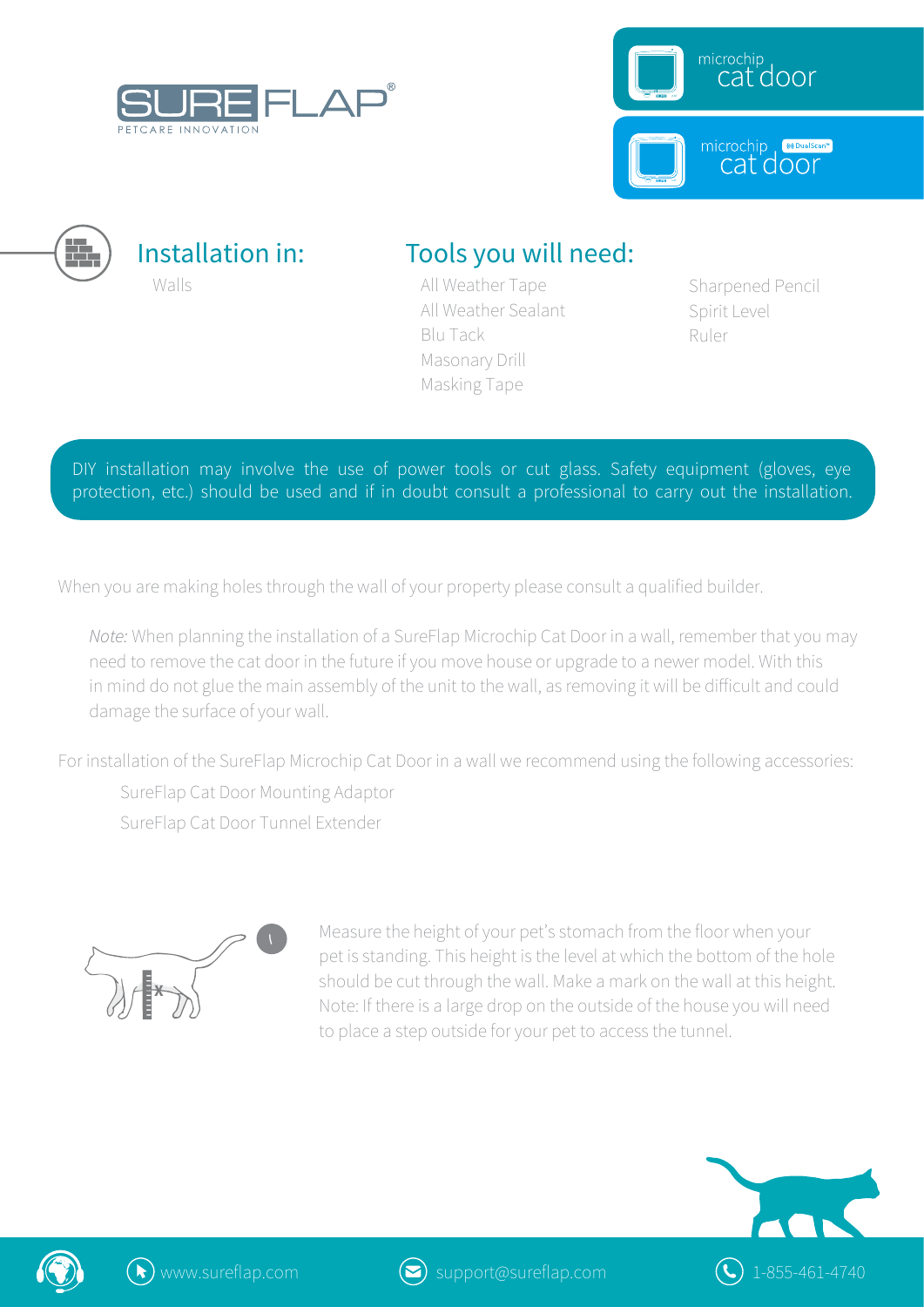# SUREFLAP

PETCARE INNOVATION

microchip cat door

microchip DualScan cat door

## Installation in:

Walls

## Tools you will need:

- All Weather Tape
- All Weather Sealant
- Blu Tack
- Masonary Drill
- Masking Tape
- Sharpened Pencil
- Spirit Level
- Ruler

DIY installation may involve the use of power tools or cut glass. Safety equipment (gloves, eye protection, etc.) should be used and if in doubt consult a professional to carry out the installation.

When you are making holes through the wall of your property please consult a qualified builder.

*Note:* When planning the installation of a SureFlap Microchip Cat Door in a wall, remember that you may need to remove the cat door in the future if you move house or upgrade to a newer model. With this in mind do not glue the main assembly of the unit to the wall, as removing it will be difficult and could damage the surface of your wall.

For installation of the SureFlap Microchip Cat Door in a wall we recommend using the following accessories:

- SureFlap Cat Door Mounting Adaptor
- SureFlap Cat Door Tunnel Extender

1. Measure the height of your pet's stomach from the floor when your pet is standing. This height is the level at which the bottom of the hole should be cut through the wall. Make a mark on the wall at this height. Note: If there is a large drop on the outside of the house you will need to place a step outside for your pet to access the tunnel.

www.sureflap.com support@sureflap.com 1-855-461-4740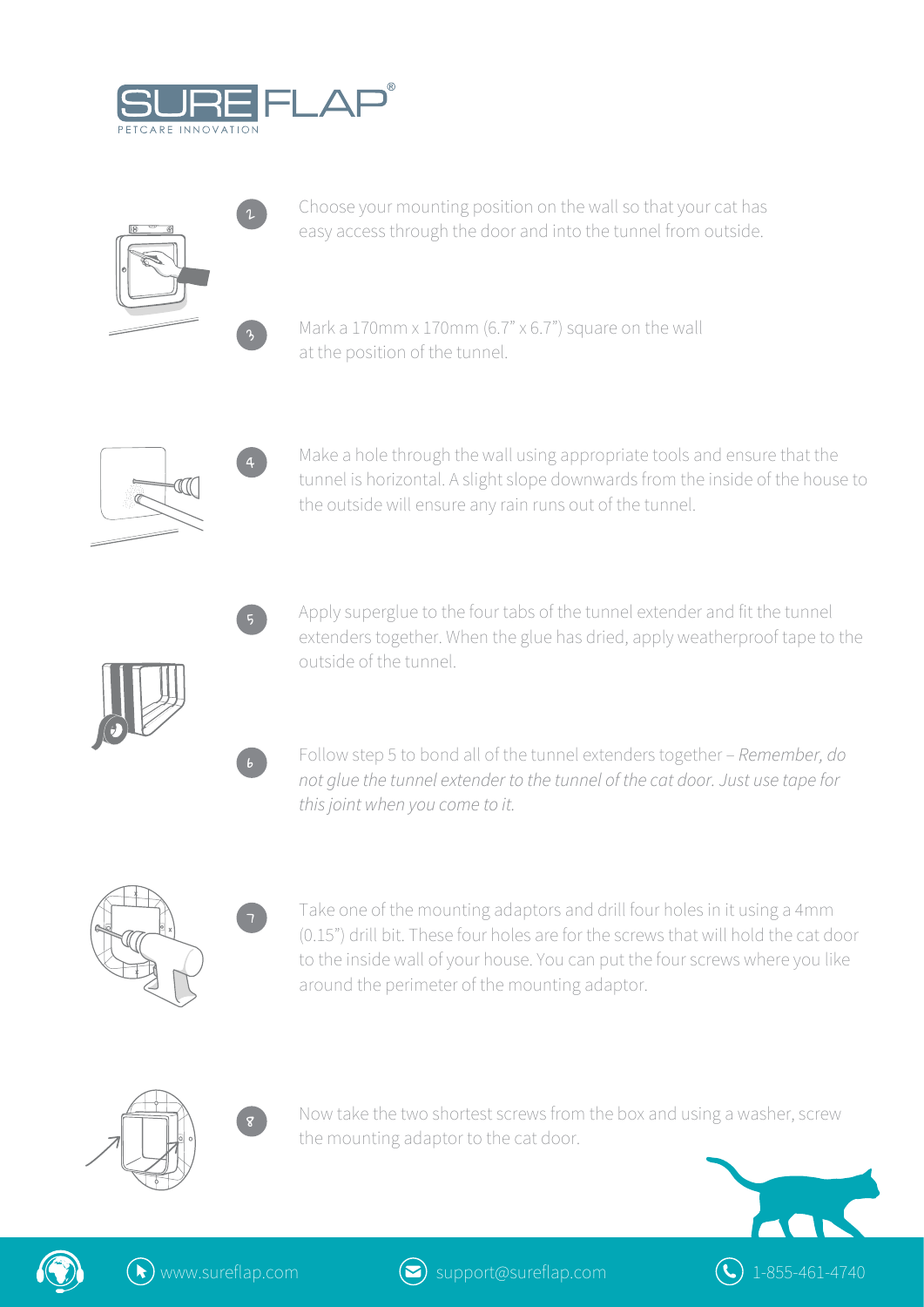2. Choose your mounting position on the wall so that your cat has easy access through the door and into the tunnel from outside.

3. Mark a 170mm x 170mm (6.7" x 6.7") square on the wall at the position of the tunnel.

4. Make a hole through the wall using appropriate tools and ensure that the tunnel is horizontal. A slight slope downwards from the inside of the house to the outside will ensure any rain runs out of the tunnel.

5. Apply superglue to the four tabs of the tunnel extender and fit the tunnel extenders together. When the glue has dried, apply weatherproof tape to the outside of the tunnel.

6. Follow step 5 to bond all of the tunnel extenders together – *Remember, do not glue the tunnel extender to the tunnel of the cat door. Just use tape for this joint when you come to it.*

7. Take one of the mounting adaptors and drill four holes in it using a 4mm (0.15") drill bit. These four holes are for the screws that will hold the cat door to the inside wall of your house. You can put the four screws where you like around the perimeter of the mounting adaptor.

8. Now take the two shortest screws from the box and using a washer, screw the mounting adaptor to the cat door.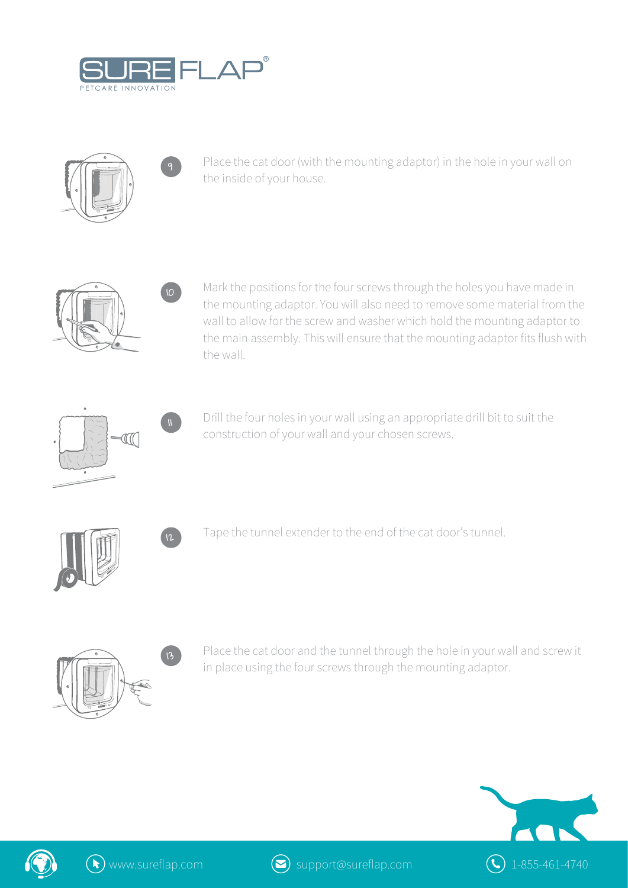9. Place the cat door (with the mounting adaptor) in the hole in your wall on the inside of your house.

10. Mark the positions for the four screws through the holes you have made in the mounting adaptor. You will also need to remove some material from the wall to allow for the screw and washer which hold the mounting adaptor to the main assembly. This will ensure that the mounting adaptor fits flush with the wall.

11. Drill the four holes in your wall using an appropriate drill bit to suit the construction of your wall and your chosen screws.

12. Tape the tunnel extender to the end of the cat door's tunnel.

13. Place the cat door and the tunnel through the hole in your wall and screw it in place using the four screws through the mounting adaptor.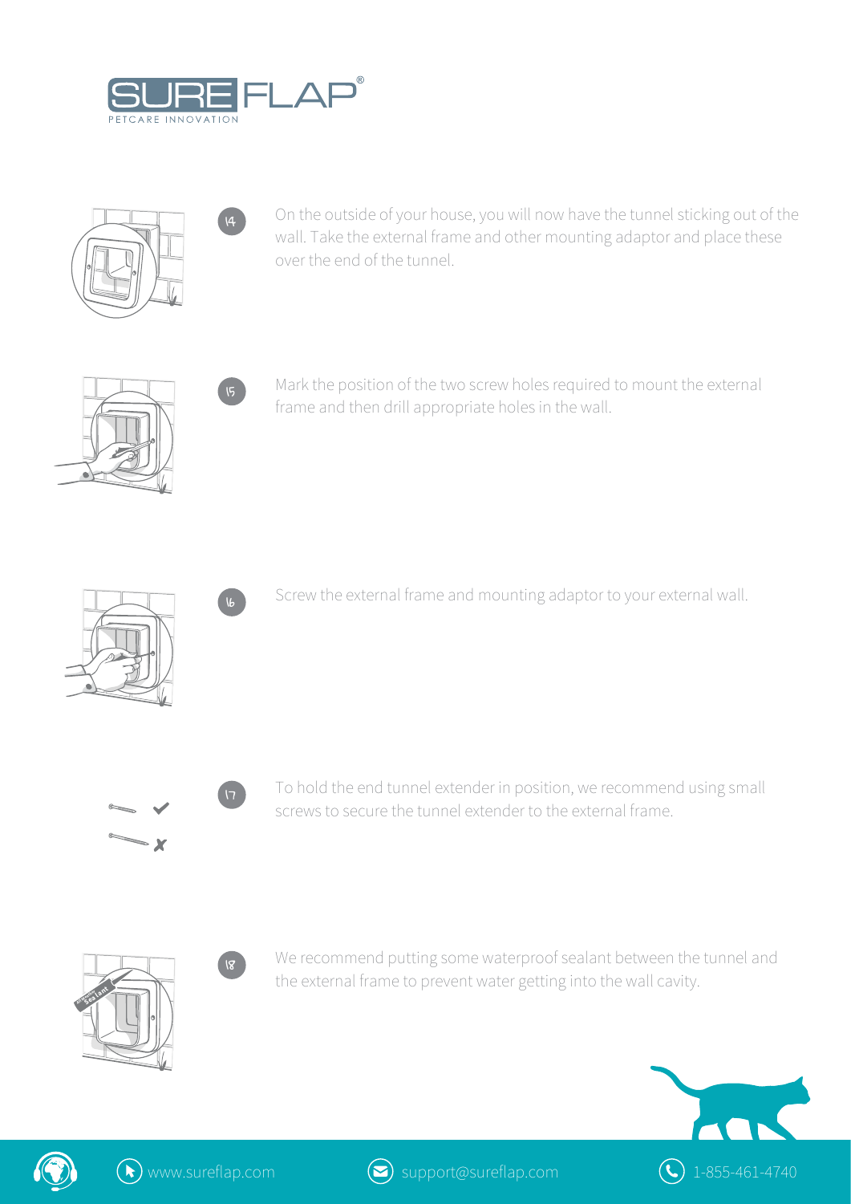14. On the outside of your house, you will now have the tunnel sticking out of the wall. Take the external frame and other mounting adaptor and place these over the end of the tunnel.

15. Mark the position of the two screw holes required to mount the external frame and then drill appropriate holes in the wall.

16. Screw the external frame and mounting adaptor to your external wall.

17. To hold the end tunnel extender in position, we recommend using small screws to secure the tunnel extender to the external frame.

18. We recommend putting some waterproof sealant between the tunnel and the external frame to prevent water getting into the wall cavity.